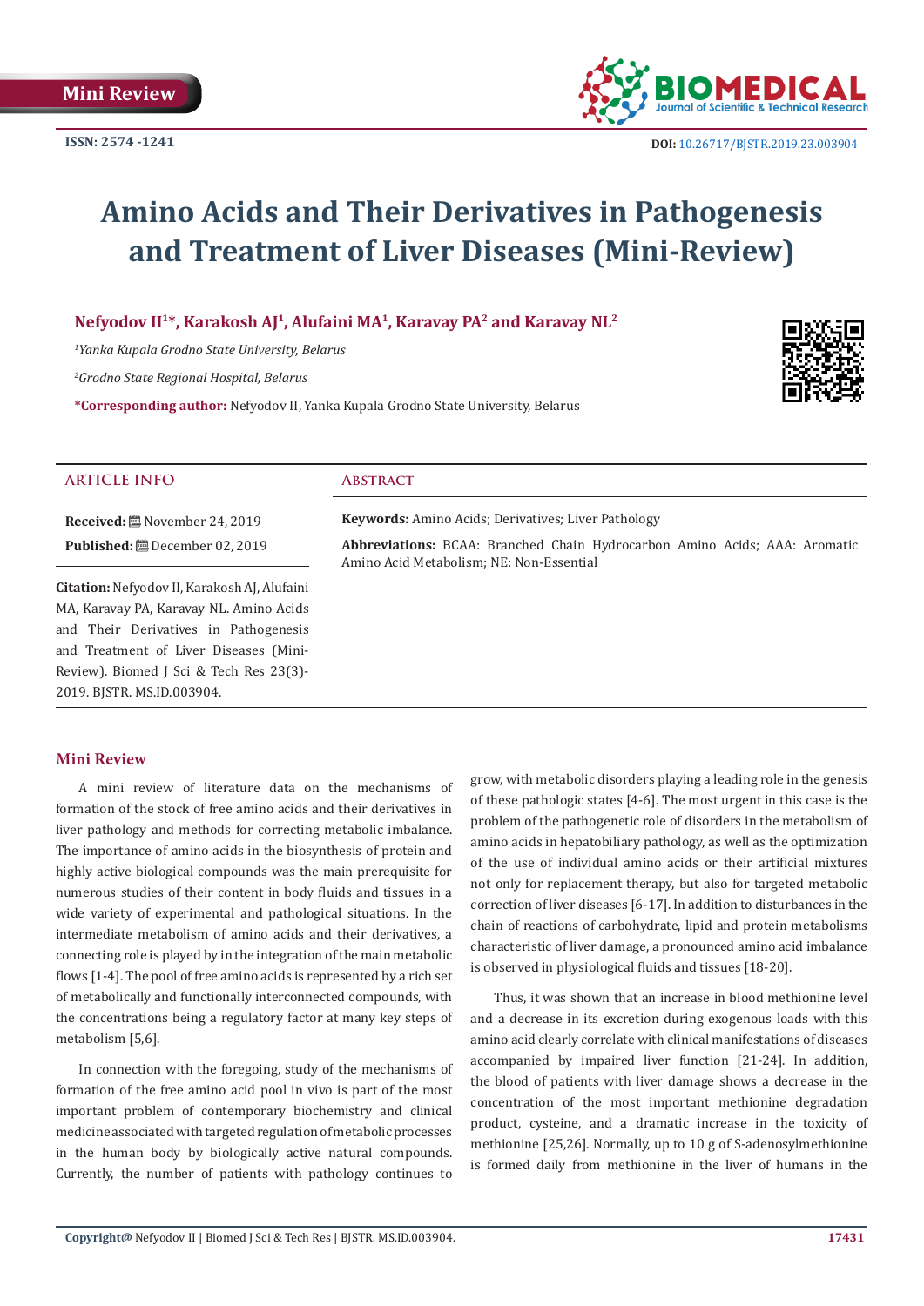Mini Review

ISSN: 2574 -1241

DOI: 10.26717/BJSTR.2019.23.003904

# Amino Acids and Their Derivatives in Pathogenesis and Treatment of Liver Diseases (Mini-Review)

**Nefyodov II[1]*, Karakosh AJ[1], Alufaini MA[1], Karavay PA[2] and Karavay NL[2]**

[1]*Yanka Kupala Grodno State University, Belarus*

[2]*Grodno State Regional Hospital, Belarus*

***Corresponding author:** Nefyodov II, Yanka Kupala Grodno State University, Belarus

## ARTICLE INFO

**Received:** November 24, 2019

**Published:** December 02, 2019

**Citation:** Nefyodov II, Karakosh AJ, Alufaini MA, Karavay PA, Karavay NL. Amino Acids and Their Derivatives in Pathogenesis and Treatment of Liver Diseases (Mini-Review). Biomed J Sci & Tech Res 23(3)-2019. BJSTR. MS.ID.003904.

## Abstract

**Keywords:** Amino Acids; Derivatives; Liver Pathology

**Abbreviations:** BCAA: Branched Chain Hydrocarbon Amino Acids; AAA: Aromatic Amino Acid Metabolism; NE: Non-Essential

## Mini Review

A mini review of literature data on the mechanisms of formation of the stock of free amino acids and their derivatives in liver pathology and methods for correcting metabolic imbalance. The importance of amino acids in the biosynthesis of protein and highly active biological compounds was the main prerequisite for numerous studies of their content in body fluids and tissues in a wide variety of experimental and pathological situations. In the intermediate metabolism of amino acids and their derivatives, a connecting role is played by in the integration of the main metabolic flows [1-4]. The pool of free amino acids is represented by a rich set of metabolically and functionally interconnected compounds, with the concentrations being a regulatory factor at many key steps of metabolism [5,6].

In connection with the foregoing, study of the mechanisms of formation of the free amino acid pool in vivo is part of the most important problem of contemporary biochemistry and clinical medicine associated with targeted regulation of metabolic processes in the human body by biologically active natural compounds. Currently, the number of patients with pathology continues to grow, with metabolic disorders playing a leading role in the genesis of these pathologic states [4-6]. The most urgent in this case is the problem of the pathogenetic role of disorders in the metabolism of amino acids in hepatobiliary pathology, as well as the optimization of the use of individual amino acids or their artificial mixtures not only for replacement therapy, but also for targeted metabolic correction of liver diseases [6-17]. In addition to disturbances in the chain of reactions of carbohydrate, lipid and protein metabolisms characteristic of liver damage, a pronounced amino acid imbalance is observed in physiological fluids and tissues [18-20].

Thus, it was shown that an increase in blood methionine level and a decrease in its excretion during exogenous loads with this amino acid clearly correlate with clinical manifestations of diseases accompanied by impaired liver function [21-24]. In addition, the blood of patients with liver damage shows a decrease in the concentration of the most important methionine degradation product, cysteine, and a dramatic increase in the toxicity of methionine [25,26]. Normally, up to 10 g of S-adenosylmethionine is formed daily from methionine in the liver of humans in the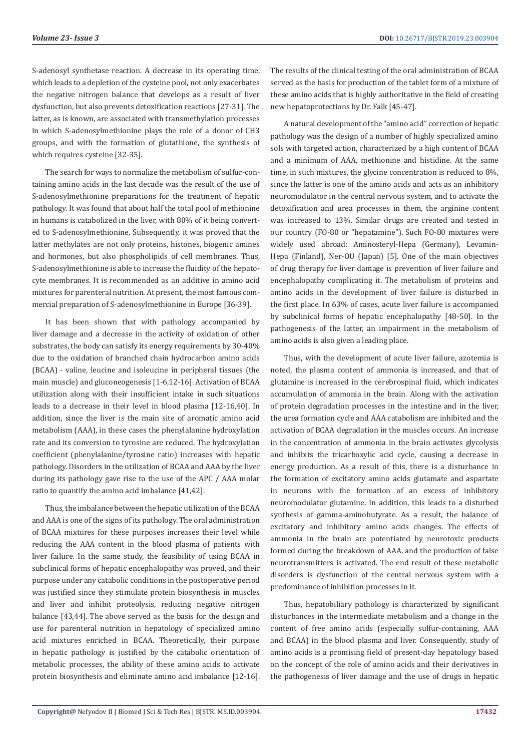S-adenosyl synthetase reaction. A decrease in its operating time, which leads to a depletion of the cysteine pool, not only exacerbates the negative nitrogen balance that develops as a result of liver dysfunction, but also prevents detoxification reactions [27-31]. The latter, as is known, are associated with transmethylation processes in which S-adenosylmethionine plays the role of a donor of CH3 groups, and with the formation of glutathione, the synthesis of which requires cysteine [32-35].

The search for ways to normalize the metabolism of sulfur-containing amino acids in the last decade was the result of the use of S-adenosylmethionine preparations for the treatment of hepatic pathology. It was found that about half the total pool of methionine in humans is catabolized in the liver, with 80% of it being converted to S-adenosylmethionine. Subsequently, it was proved that the latter methylates are not only proteins, histones, biogenic amines and hormones, but also phospholipids of cell membranes. Thus, S-adenosylmethionine is able to increase the fluidity of the hepatocyte membranes. It is recommended as an additive in amino acid mixtures for parenteral nutrition. At present, the most famous commercial preparation of S-adenosylmethionine in Europe [36-39].

It has been shown that with pathology accompanied by liver damage and a decrease in the activity of oxidation of other substrates, the body can satisfy its energy requirements by 30-40% due to the oxidation of branched chain hydrocarbon amino acids (BCAA) - valine, leucine and isoleucine in peripheral tissues (the main muscle) and gluconeogenesis [1-6,12-16]. Activation of BCAA utilization along with their insufficient intake in such situations leads to a decrease in their level in blood plasma [12-16,40]. In addition, since the liver is the main site of aromatic amino acid metabolism (AAA), in these cases the phenylalanine hydroxylation rate and its conversion to tyrosine are reduced. The hydroxylation coefficient (phenylalanine/tyrosine ratio) increases with hepatic pathology. Disorders in the utilization of BCAA and AAA by the liver during its pathology gave rise to the use of the APC / AAA molar ratio to quantify the amino acid imbalance [41,42].

Thus, the imbalance between the hepatic utilization of the BCAA and AAA is one of the signs of its pathology. The oral administration of BCAA mixtures for these purposes increases their level while reducing the AAA content in the blood plasma of patients with liver failure. In the same study, the feasibility of using BCAA in subclinical forms of hepatic encephalopathy was proved, and their purpose under any catabolic conditions in the postoperative period was justified since they stimulate protein biosynthesis in muscles and liver and inhibit proteolysis, reducing negative nitrogen balance [43,44]. The above served as the basis for the design and use for parenteral nutrition in hepatology of specialized amino acid mixtures enriched in BCAA. Theoretically, their purpose in hepatic pathology is justified by the catabolic orientation of metabolic processes, the ability of these amino acids to activate protein biosynthesis and eliminate amino acid imbalance [12-16]. The results of the clinical testing of the oral administration of BCAA served as the basis for production of the tablet form of a mixture of these amino acids that is highly authoritative in the field of creating new hepatoprotections by Dr. Falk [45-47].

A natural development of the "amino acid" correction of hepatic pathology was the design of a number of highly specialized amino sols with targeted action, characterized by a high content of BCAA and a minimum of AAA, methionine and histidine. At the same time, in such mixtures, the glycine concentration is reduced to 8%, since the latter is one of the amino acids and acts as an inhibitory neuromodulator in the central nervous system, and to activate the detoxification and urea processes in them, the arginine content was increased to 13%. Similar drugs are created and tested in our country (FO-80 or "hepatamine"). Such FO-80 mixtures were widely used abroad: Aminosteryl-Hepa (Germany), Levamin-Hepa (Finland), Ner-OU (Japan) [5]. One of the main objectives of drug therapy for liver damage is prevention of liver failure and encephalopathy complicating it. The metabolism of proteins and amino acids in the development of liver failure is disturbed in the first place. In 63% of cases, acute liver failure is accompanied by subclinical forms of hepatic encephalopathy [48-50]. In the pathogenesis of the latter, an impairment in the metabolism of amino acids is also given a leading place.

Thus, with the development of acute liver failure, azotemia is noted, the plasma content of ammonia is increased, and that of glutamine is increased in the cerebrospinal fluid, which indicates accumulation of ammonia in the brain. Along with the activation of protein degradation processes in the intestine and in the liver, the urea formation cycle and AAA catabolism are inhibited and the activation of BCAA degradation in the muscles occurs. An increase in the concentration of ammonia in the brain activates glycolysis and inhibits the tricarboxylic acid cycle, causing a decrease in energy production. As a result of this, there is a disturbance in the formation of excitatory amino acids glutamate and aspartate in neurons with the formation of an excess of inhibitory neuromodulator glutamine. In addition, this leads to a disturbed synthesis of gamma-aminobutyrate. As a result, the balance of excitatory and inhibitory amino acids changes. The effects of ammonia in the brain are potentiated by neurotoxic products formed during the breakdown of AAA, and the production of false neurotransmitters is activated. The end result of these metabolic disorders is dysfunction of the central nervous system with a predominance of inhibition processes in it.

Thus, hepatobiliary pathology is characterized by significant disturbances in the intermediate metabolism and a change in the content of free amino acids (especially sulfur-containing, AAA and BCAA) in the blood plasma and liver. Consequently, study of amino acids is a promising field of present-day hepatology based on the concept of the role of amino acids and their derivatives in the pathogenesis of liver damage and the use of drugs in hepatic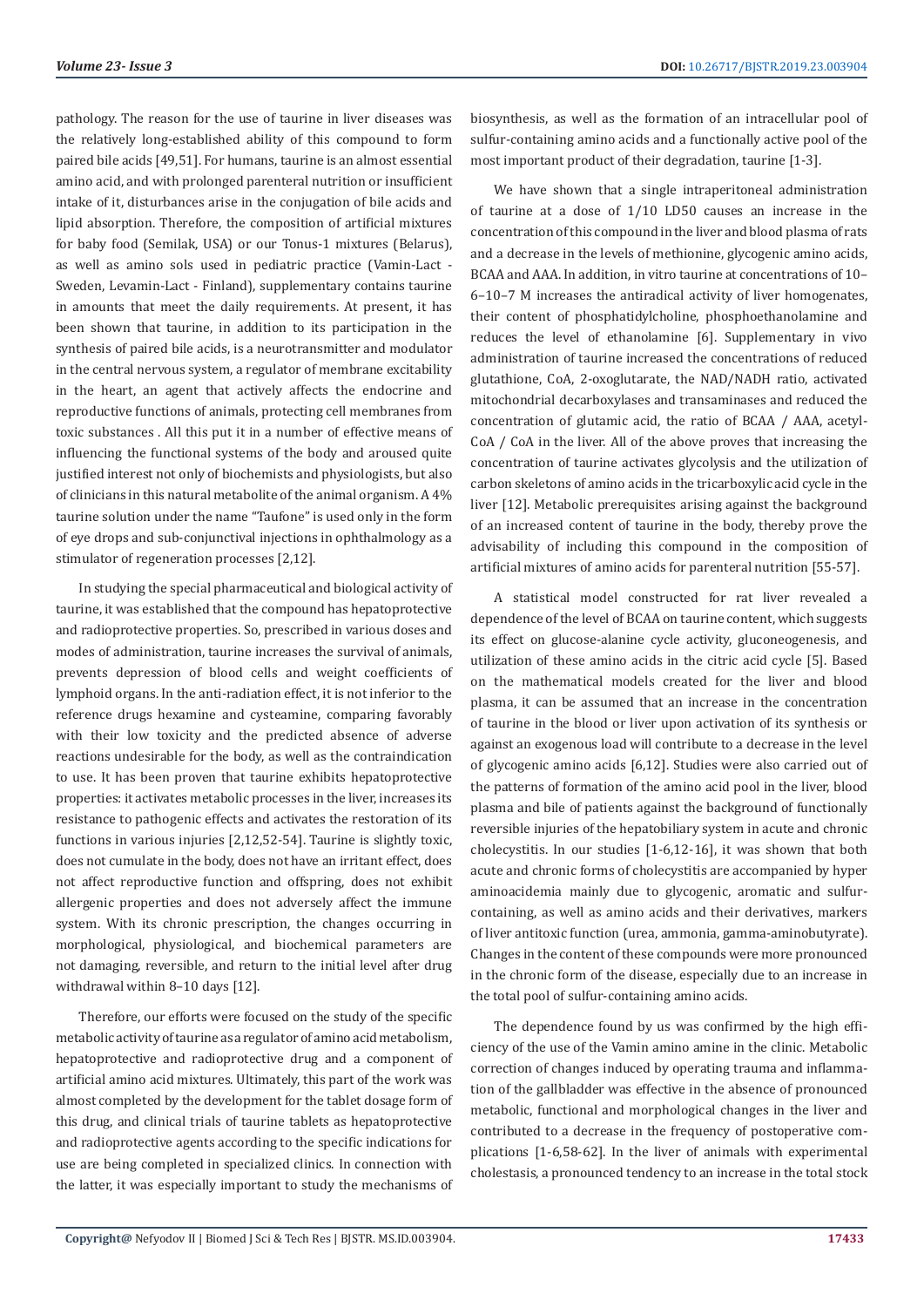pathology. The reason for the use of taurine in liver diseases was the relatively long-established ability of this compound to form paired bile acids [49,51]. For humans, taurine is an almost essential amino acid, and with prolonged parenteral nutrition or insufficient intake of it, disturbances arise in the conjugation of bile acids and lipid absorption. Therefore, the composition of artificial mixtures for baby food (Semilak, USA) or our Tonus-1 mixtures (Belarus), as well as amino sols used in pediatric practice (Vamin-Lact - Sweden, Levamin-Lact - Finland), supplementary contains taurine in amounts that meet the daily requirements. At present, it has been shown that taurine, in addition to its participation in the synthesis of paired bile acids, is a neurotransmitter and modulator in the central nervous system, a regulator of membrane excitability in the heart, an agent that actively affects the endocrine and reproductive functions of animals, protecting cell membranes from toxic substances . All this put it in a number of effective means of influencing the functional systems of the body and aroused quite justified interest not only of biochemists and physiologists, but also of clinicians in this natural metabolite of the animal organism. A 4% taurine solution under the name "Taufone" is used only in the form of eye drops and sub-conjunctival injections in ophthalmology as a stimulator of regeneration processes [2,12].

In studying the special pharmaceutical and biological activity of taurine, it was established that the compound has hepatoprotective and radioprotective properties. So, prescribed in various doses and modes of administration, taurine increases the survival of animals, prevents depression of blood cells and weight coefficients of lymphoid organs. In the anti-radiation effect, it is not inferior to the reference drugs hexamine and cysteamine, comparing favorably with their low toxicity and the predicted absence of adverse reactions undesirable for the body, as well as the contraindication to use. It has been proven that taurine exhibits hepatoprotective properties: it activates metabolic processes in the liver, increases its resistance to pathogenic effects and activates the restoration of its functions in various injuries [2,12,52-54]. Taurine is slightly toxic, does not cumulate in the body, does not have an irritant effect, does not affect reproductive function and offspring, does not exhibit allergenic properties and does not adversely affect the immune system. With its chronic prescription, the changes occurring in morphological, physiological, and biochemical parameters are not damaging, reversible, and return to the initial level after drug withdrawal within 8–10 days [12].

Therefore, our efforts were focused on the study of the specific metabolic activity of taurine as a regulator of amino acid metabolism, hepatoprotective and radioprotective drug and a component of artificial amino acid mixtures. Ultimately, this part of the work was almost completed by the development for the tablet dosage form of this drug, and clinical trials of taurine tablets as hepatoprotective and radioprotective agents according to the specific indications for use are being completed in specialized clinics. In connection with the latter, it was especially important to study the mechanisms of biosynthesis, as well as the formation of an intracellular pool of sulfur-containing amino acids and a functionally active pool of the most important product of their degradation, taurine [1-3].

We have shown that a single intraperitoneal administration of taurine at a dose of 1/10 LD50 causes an increase in the concentration of this compound in the liver and blood plasma of rats and a decrease in the levels of methionine, glycogenic amino acids, BCAA and AAA. In addition, in vitro taurine at concentrations of 10–6–10–7 M increases the antiradical activity of liver homogenates, their content of phosphatidylcholine, phosphoethanolamine and reduces the level of ethanolamine [6]. Supplementary in vivo administration of taurine increased the concentrations of reduced glutathione, CoA, 2-oxoglutarate, the NAD/NADH ratio, activated mitochondrial decarboxylases and transaminases and reduced the concentration of glutamic acid, the ratio of BCAA / AAA, acetyl-CoA / CoA in the liver. All of the above proves that increasing the concentration of taurine activates glycolysis and the utilization of carbon skeletons of amino acids in the tricarboxylic acid cycle in the liver [12]. Metabolic prerequisites arising against the background of an increased content of taurine in the body, thereby prove the advisability of including this compound in the composition of artificial mixtures of amino acids for parenteral nutrition [55-57].

A statistical model constructed for rat liver revealed a dependence of the level of BCAA on taurine content, which suggests its effect on glucose-alanine cycle activity, gluconeogenesis, and utilization of these amino acids in the citric acid cycle [5]. Based on the mathematical models created for the liver and blood plasma, it can be assumed that an increase in the concentration of taurine in the blood or liver upon activation of its synthesis or against an exogenous load will contribute to a decrease in the level of glycogenic amino acids [6,12]. Studies were also carried out of the patterns of formation of the amino acid pool in the liver, blood plasma and bile of patients against the background of functionally reversible injuries of the hepatobiliary system in acute and chronic cholecystitis. In our studies [1-6,12-16], it was shown that both acute and chronic forms of cholecystitis are accompanied by hyper aminoacidemia mainly due to glycogenic, aromatic and sulfur-containing, as well as amino acids and their derivatives, markers of liver antitoxic function (urea, ammonia, gamma-aminobutyrate). Changes in the content of these compounds were more pronounced in the chronic form of the disease, especially due to an increase in the total pool of sulfur-containing amino acids.

The dependence found by us was confirmed by the high efficiency of the use of the Vamin amino amine in the clinic. Metabolic correction of changes induced by operating trauma and inflammation of the gallbladder was effective in the absence of pronounced metabolic, functional and morphological changes in the liver and contributed to a decrease in the frequency of postoperative complications [1-6,58-62]. In the liver of animals with experimental cholestasis, a pronounced tendency to an increase in the total stock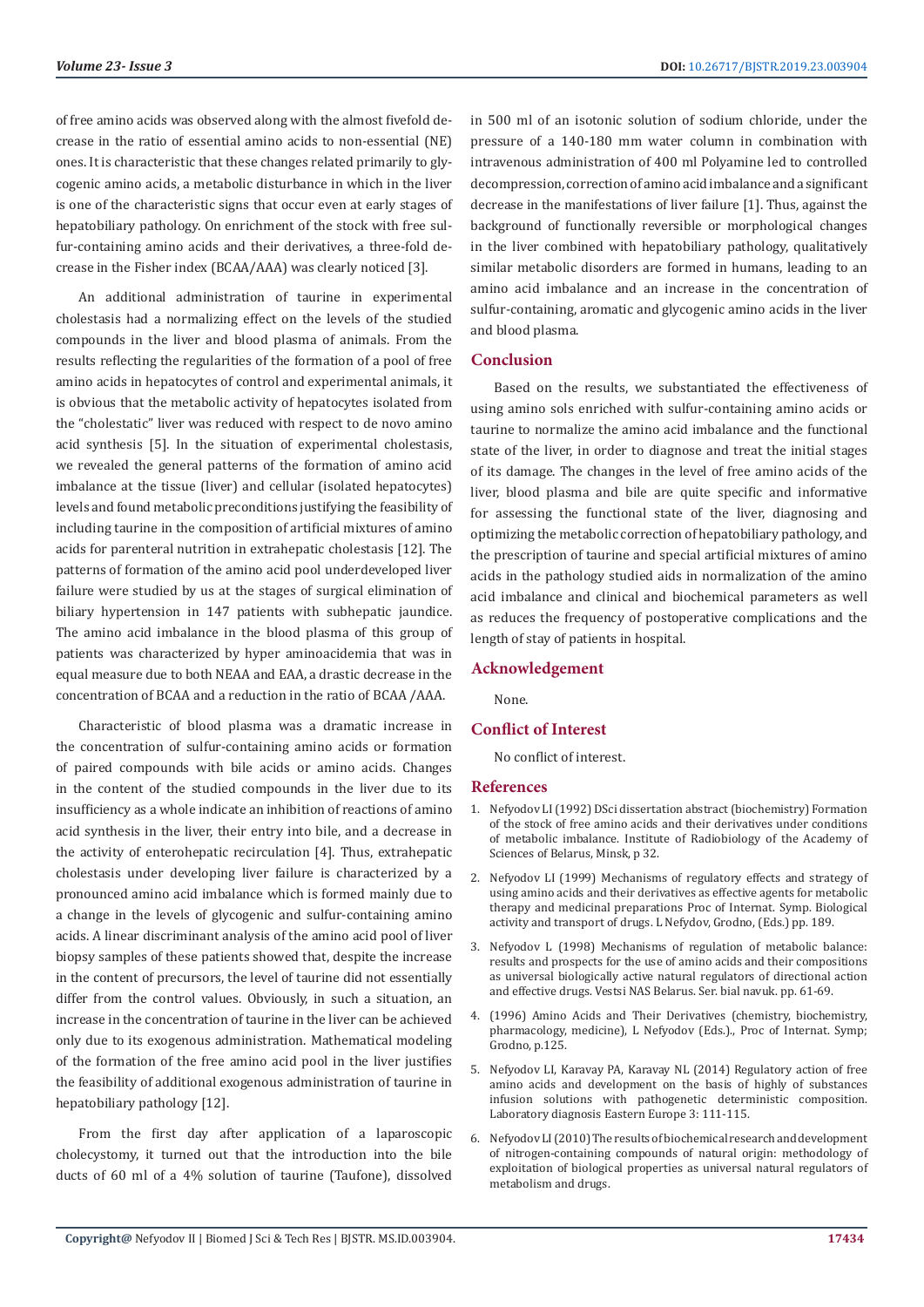of free amino acids was observed along with the almost fivefold decrease in the ratio of essential amino acids to non-essential (NE) ones. It is characteristic that these changes related primarily to glycogenic amino acids, a metabolic disturbance in which in the liver is one of the characteristic signs that occur even at early stages of hepatobiliary pathology. On enrichment of the stock with free sulfur-containing amino acids and their derivatives, a three-fold decrease in the Fisher index (BCAA/AAA) was clearly noticed [3].

An additional administration of taurine in experimental cholestasis had a normalizing effect on the levels of the studied compounds in the liver and blood plasma of animals. From the results reflecting the regularities of the formation of a pool of free amino acids in hepatocytes of control and experimental animals, it is obvious that the metabolic activity of hepatocytes isolated from the "cholestatic" liver was reduced with respect to de novo amino acid synthesis [5]. In the situation of experimental cholestasis, we revealed the general patterns of the formation of amino acid imbalance at the tissue (liver) and cellular (isolated hepatocytes) levels and found metabolic preconditions justifying the feasibility of including taurine in the composition of artificial mixtures of amino acids for parenteral nutrition in extrahepatic cholestasis [12]. The patterns of formation of the amino acid pool underdeveloped liver failure were studied by us at the stages of surgical elimination of biliary hypertension in 147 patients with subhepatic jaundice. The amino acid imbalance in the blood plasma of this group of patients was characterized by hyper aminoacidemia that was in equal measure due to both NEAA and EAA, a drastic decrease in the concentration of BCAA and a reduction in the ratio of BCAA /AAA.

Characteristic of blood plasma was a dramatic increase in the concentration of sulfur-containing amino acids or formation of paired compounds with bile acids or amino acids. Changes in the content of the studied compounds in the liver due to its insufficiency as a whole indicate an inhibition of reactions of amino acid synthesis in the liver, their entry into bile, and a decrease in the activity of enterohepatic recirculation [4]. Thus, extrahepatic cholestasis under developing liver failure is characterized by a pronounced amino acid imbalance which is formed mainly due to a change in the levels of glycogenic and sulfur-containing amino acids. A linear discriminant analysis of the amino acid pool of liver biopsy samples of these patients showed that, despite the increase in the content of precursors, the level of taurine did not essentially differ from the control values. Obviously, in such a situation, an increase in the concentration of taurine in the liver can be achieved only due to its exogenous administration. Mathematical modeling of the formation of the free amino acid pool in the liver justifies the feasibility of additional exogenous administration of taurine in hepatobiliary pathology [12].

From the first day after application of a laparoscopic cholecystomy, it turned out that the introduction into the bile ducts of 60 ml of a 4% solution of taurine (Taufone), dissolved in 500 ml of an isotonic solution of sodium chloride, under the pressure of a 140-180 mm water column in combination with intravenous administration of 400 ml Polyamine led to controlled decompression, correction of amino acid imbalance and a significant decrease in the manifestations of liver failure [1]. Thus, against the background of functionally reversible or morphological changes in the liver combined with hepatobiliary pathology, qualitatively similar metabolic disorders are formed in humans, leading to an amino acid imbalance and an increase in the concentration of sulfur-containing, aromatic and glycogenic amino acids in the liver and blood plasma.

## Conclusion

Based on the results, we substantiated the effectiveness of using amino sols enriched with sulfur-containing amino acids or taurine to normalize the amino acid imbalance and the functional state of the liver, in order to diagnose and treat the initial stages of its damage. The changes in the level of free amino acids of the liver, blood plasma and bile are quite specific and informative for assessing the functional state of the liver, diagnosing and optimizing the metabolic correction of hepatobiliary pathology, and the prescription of taurine and special artificial mixtures of amino acids in the pathology studied aids in normalization of the amino acid imbalance and clinical and biochemical parameters as well as reduces the frequency of postoperative complications and the length of stay of patients in hospital.

## Acknowledgement

None.

## Conflict of Interest

No conflict of interest.

## References

1. Nefyodov LI (1992) DSci dissertation abstract (biochemistry) Formation of the stock of free amino acids and their derivatives under conditions of metabolic imbalance. Institute of Radiobiology of the Academy of Sciences of Belarus, Minsk, p 32.
2. Nefyodov LI (1999) Mechanisms of regulatory effects and strategy of using amino acids and their derivatives as effective agents for metabolic therapy and medicinal preparations Proc of Internat. Symp. Biological activity and transport of drugs. L Nefydov, Grodno, (Eds.) pp. 189.
3. Nefyodov L (1998) Mechanisms of regulation of metabolic balance: results and prospects for the use of amino acids and their compositions as universal biologically active natural regulators of directional action and effective drugs. Vestsi NAS Belarus. Ser. bial navuk. pp. 61-69.
4. (1996) Amino Acids and Their Derivatives (chemistry, biochemistry, pharmacology, medicine), L Nefyodov (Eds.)., Proc of Internat. Symp; Grodno, p.125.
5. Nefyodov LI, Karavay PA, Karavay NL (2014) Regulatory action of free amino acids and development on the basis of highly of substances infusion solutions with pathogenetic deterministic composition. Laboratory diagnosis Eastern Europe 3: 111-115.
6. Nefyodov LI (2010) The results of biochemical research and development of nitrogen-containing compounds of natural origin: methodology of exploitation of biological properties as universal natural regulators of metabolism and drugs.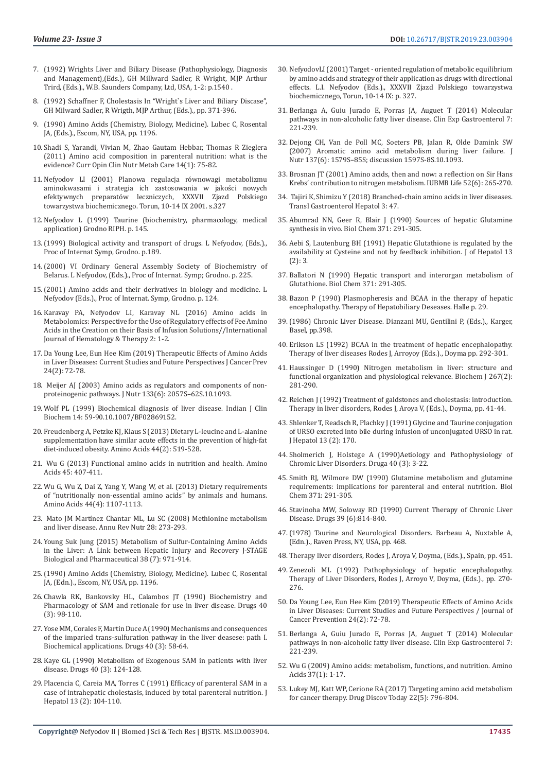7. (1992) Wrights Liver and Biliary Disease (Pathophysiology, Diagnosis and Management),(Eds.), GH Millward Sadler, R Wright, MJP Arthur Trird, (Eds.)., W.B. Saunders Company, Ltd, USA, 1-2: p.1540 .

8. (1992) Schaffner F, Cholestasis In "Wright`s Liver and Biliary Discase", GH Milward Sadler, R Wrigth, MJP Arthur, (Eds.)., pp. 371-396.

9. (1990) Amino Acids (Chemistry, Biology, Medicine). Lubec C, Rosental JA, (Eds.)., Escom, NY, USA, pp. 1196.

10. Shadi S, Yarandi, Vivian M, Zhao Gautam Hebbar, Thomas R Zieglera (2011) Amino acid composition in parenteral nutrition: what is the evidence? Curr Opin Clin Nutr Metab Care 14(1): 75-82.

11. Nefyodov LI (2001) Planowa regulacja równowagi metabolizmu aminokwasami i strategia ich zastosowania w jakości nowych efektywnych preparatów leczniczych, XXXVII Zjazd Polskiego towarzystwa biochemicznego. Torun, 10-14 IX 2001. s.327

12. Nefyodov L (1999) Taurine (biochemistry, pharmacology, medical application) Grodno RIPH. p. 145.

13. (1999) Biological activity and transport of drugs. L Nefyodov, (Eds.)., Proc of Internat Symp, Grodno. p.189.

14. (2000) VI Ordinary General Assembly Society of Biochemistry of Belarus. L Nefyodov, (Eds.)., Proc of Internat. Symp; Grodno. p. 225.

15. (2001) Amino acids and their derivatives in biology and medicine. L Nefyodov (Eds.)., Proc of Internat. Symp, Grodno. p. 124.

16. Karavay PA, Nefyodov LI, Karavay NL (2016) Amino acids in Metabolomics: Perspective for the Use of Regulatory effects of Fee Amino Acids in the Creation on their Basis of Infusion Solutions//International Journal of Hematology & Therapy 2: 1-2.

17. Da Young Lee, Eun Hee Kim (2019) Therapeutic Effects of Amino Acids in Liver Diseases: Current Studies and Future Perspectives J Cancer Prev 24(2): 72-78.

18. Meijer AJ (2003) Amino acids as regulators and components of non-proteinogenic pathways. J Nutr 133(6): 2057S–62S.10.1093.

19. Wolf PL (1999) Biochemical diagnosis of liver disease. Indian J Clin Biochem 14: 59-90.10.1007/BF02869152.

20. Freudenberg A, Petzke KJ, Klaus S (2013) Dietary L-leucine and L-alanine supplementation have similar acute effects in the prevention of high-fat diet-induced obesity. Amino Acids 44(2): 519-528.

21. Wu G (2013) Functional amino acids in nutrition and health. Amino Acids 45: 407-411.

22. Wu G, Wu Z, Dai Z, Yang Y, Wang W, et al. (2013) Dietary requirements of "nutritionally non-essential amino acids" by animals and humans. Amino Acids 44(4): 1107-1113.

23. Mato JM Martínez Chantar ML, Lu SC (2008) Methionine metabolism and liver disease. Annu Rev Nutr 28: 273-293.

24. Young Suk Jung (2015) Metabolism of Sulfur-Containing Amino Acids in the Liver: A Link between Hepatic Injury and Recovery J-STAGE Biological and Pharmaceutical 38 (7): 971-914.

25. (1990) Amino Acids (Chemistry, Biology, Medicine). Lubec C, Rosental JA, (Edn.)., Escom, NY, USA, pp. 1196.

26. Chawla RK, Bankovsky HL, Calambos JT (1990) Biochemistry and Pharmacology of SAM and retionale for use in liver disease. Drugs 40 (3): 98-110.

27. Yose MM, Corales F, Martin Duce A (1990) Mechanisms and consequences of the imparied trans-sulfuration pathway in the liver deasese: path I. Biochemical applications. Drugs 40 (3): 58-64.

28. Kaye GL (1990) Metabolism of Exogenous SAM in patients with liver disease. Drugs 40 (3): 124-128.

29. Placencia C, Careia MA, Torres C (1991) Efficacy of parenteral SAM in a case of intrahepatic cholestasis, induced by total parenteral nutrition. J Hepatol 13 (2): 104-110.

30. NefyodovLI (2001) Target - oriented regulation of metabolic equilibrium by amino acids and strategy of their application as drugs with directional effects. L.I. Nefyodov (Eds.)., XXXVII Zjazd Polskiego towarzystwa biochemicznego, Torun, 10-14 IX: p. 327.

31. Berlanga A, Guiu Jurado E, Porras JA, Auguet T (2014) Molecular pathways in non-alcoholic fatty liver disease. Clin Exp Gastroenterol 7: 221-239.

32. Dejong CH, Van de Poll MC, Soeters PB, Jalan R, Olde Damink SW (2007) Aromatic amino acid metabolism during liver failure. J Nutr 137(6): 1579S–85S; discussion 1597S-8S.10.1093.

33. Brosnan JT (2001) Amino acids, then and now: a reflection on Sir Hans Krebs' contribution to nitrogen metabolism. IUBMB Life 52(6): 265-270.

34. Tajiri K, Shimizu Y (2018) Branched-chain amino acids in liver diseases. Transl Gastroenterol Hepatol 3: 47.

35. Abumrad NN, Geer R, Blair J (1990) Sources of hepatic Glutamine synthesis in vivo. Biol Chem 371: 291-305.

36. Aebi S, Lautenburg BH (1991) Hepatic Glutathione is regulated by the availability at Cysteine and not by feedback inhibition. J of Hepatol 13 (2): 3.

37. Ballatori N (1990) Hepatic transport and interorgan metabolism of Glutathione. Biol Chem 371: 291-305.

38. Bazon P (1990) Plasmopheresis and BCAA in the therapy of hepatic encephalopathy. Therapy of Hepatobiliary Deseases. Halle p. 29.

39. (1986) Chronic Liver Disease. Dianzani MU, Gentilini P, (Eds.)., Karger, Basel, pp.398.

40. Erikson LS (1992) BCAA in the treatment of hepatic encephalopathy. Therapy of liver diseases Rodes J, Arroyoy (Eds.)., Doyma pp. 292-301.

41. Haussinger D (1990) Nitrogen metabolism in liver: structure and functional organization and physiological relevance. Biochem J 267(2): 281-290.

42. Reichen J (1992) Treatment of galdstones and cholestasis: introduction. Therapy in liver disorders, Rodes J, Aroya V, (Eds.)., Doyma, pp. 41-44.

43. Shlenker T, Readsch R, Plachky J (1991) Glycine and Taurine conjugation of URSO excreted into bile during infusion of unconjugated URSO in rat. J Hepatol 13 (2): 170.

44. Sholmerich J, Holstege A (1990)Aetiology and Pathophysiology of Chromic Liver Disorders. Druga 40 (3): 3-22.

45. Smith RJ, Wilmore DW (1990) Glutamine metabolism and glutamine requirements: implications for parenteral and enteral nutrition. Biol Chem 371: 291-305.

46. Stavinoha MW, Soloway RD (1990) Current Therapy of Chronic Liver Disease. Drugs 39 (6):814-840.

47. (1978) Taurine and Neurological Disorders. Barbeau A, Nuxtable A, (Edn.)., Raven Press, NY, USA, pp. 468.

48. Therapy liver disorders, Rodes J, Aroya V, Doyma, (Eds.)., Spain, pp. 451.

49. Zenezoli ML (1992) Pathophysiology of hepatic encephalopathy. Therapy of Liver Disorders, Rodes J, Arroyo V, Doyma, (Eds.)., pp. 270-276.

50. Da Young Lee, Eun Hee Kim (2019) Therapeutic Effects of Amino Acids in Liver Diseases: Current Studies and Future Perspectives / Journal of Cancer Prevention 24(2): 72-78.

51. Berlanga A, Guiu Jurado E, Porras JA, Auguet T (2014) Molecular pathways in non-alcoholic fatty liver disease. Clin Exp Gastroenterol 7: 221-239.

52. Wu G (2009) Amino acids: metabolism, functions, and nutrition. Amino Acids 37(1): 1-17.

53. Lukey MJ, Katt WP, Cerione RA (2017) Targeting amino acid metabolism for cancer therapy. Drug Discov Today 22(5): 796-804.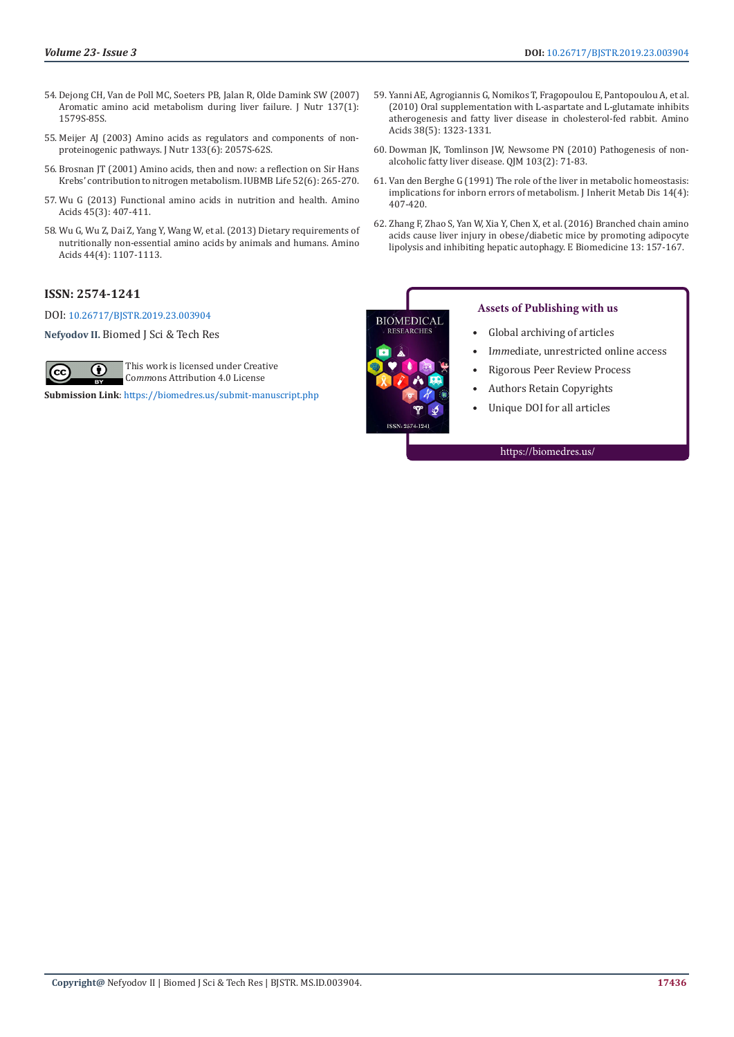54. Dejong CH, Van de Poll MC, Soeters PB, Jalan R, Olde Damink SW (2007) Aromatic amino acid metabolism during liver failure. J Nutr 137(1): 1579S-85S.
55. Meijer AJ (2003) Amino acids as regulators and components of non-proteinogenic pathways. J Nutr 133(6): 2057S-62S.
56. Brosnan JT (2001) Amino acids, then and now: a reflection on Sir Hans Krebs' contribution to nitrogen metabolism. IUBMB Life 52(6): 265-270.
57. Wu G (2013) Functional amino acids in nutrition and health. Amino Acids 45(3): 407-411.
58. Wu G, Wu Z, Dai Z, Yang Y, Wang W, et al. (2013) Dietary requirements of nutritionally non-essential amino acids by animals and humans. Amino Acids 44(4): 1107-1113.
59. Yanni AE, Agrogiannis G, Nomikos T, Fragopoulou E, Pantopoulou A, et al. (2010) Oral supplementation with L-aspartate and L-glutamate inhibits atherogenesis and fatty liver disease in cholesterol-fed rabbit. Amino Acids 38(5): 1323-1331.
60. Dowman JK, Tomlinson JW, Newsome PN (2010) Pathogenesis of non-alcoholic fatty liver disease. QJM 103(2): 71-83.
61. Van den Berghe G (1991) The role of the liver in metabolic homeostasis: implications for inborn errors of metabolism. J Inherit Metab Dis 14(4): 407-420.
62. Zhang F, Zhao S, Yan W, Xia Y, Chen X, et al. (2016) Branched chain amino acids cause liver injury in obese/diabetic mice by promoting adipocyte lipolysis and inhibiting hepatic autophagy. E Biomedicine 13: 157-167.

**ISSN: 2574-1241**

DOI: 10.26717/BJSTR.2019.23.003904

**Nefyodov II.** Biomed J Sci & Tech Res

This work is licensed under Creative Commons Attribution 4.0 License

**Submission Link**: https://biomedres.us/submit-manuscript.php

BIOMEDICAL RESEARCHES

ISSN: 2574-1241

**Assets of Publishing with us**

- Global archiving of articles
- Immediate, unrestricted online access
- Rigorous Peer Review Process
- Authors Retain Copyrights
- Unique DOI for all articles

https://biomedres.us/